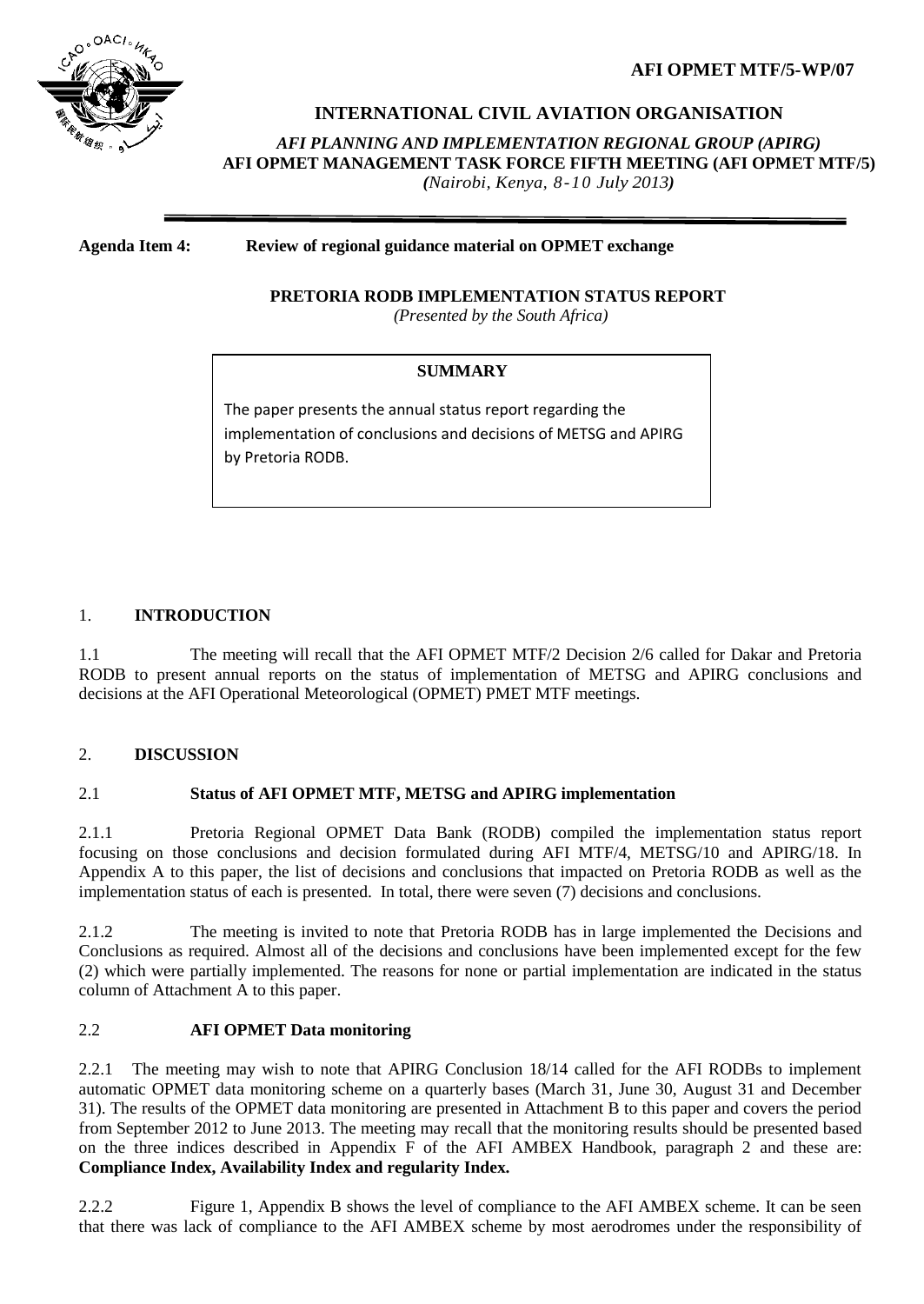**AFI OPMET MTF/5-WP/07**

**INTERNATIONAL CIVIL AVIATION ORGANISATION**

***AFI PLANNING AND IMPLEMENTATION REGIONAL GROUP (APIRG)***
**AFI OPMET MANAGEMENT TASK FORCE FIFTH MEETING (AFI OPMET MTF/5)**
***(Nairobi, Kenya, 8-10 July 2013)***

**Agenda Item 4: Review of regional guidance material on OPMET exchange**

**PRETORIA RODB IMPLEMENTATION STATUS REPORT**

*(Presented by the South Africa)*

**SUMMARY**

The paper presents the annual status report regarding the implementation of conclusions and decisions of METSG and APIRG by Pretoria RODB.

## 1. INTRODUCTION

1.1 The meeting will recall that the AFI OPMET MTF/2 Decision 2/6 called for Dakar and Pretoria RODB to present annual reports on the status of implementation of METSG and APIRG conclusions and decisions at the AFI Operational Meteorological (OPMET) PMET MTF meetings.

## 2. DISCUSSION

### 2.1 Status of AFI OPMET MTF, METSG and APIRG implementation

2.1.1 Pretoria Regional OPMET Data Bank (RODB) compiled the implementation status report focusing on those conclusions and decision formulated during AFI MTF/4, METSG/10 and APIRG/18. In Appendix A to this paper, the list of decisions and conclusions that impacted on Pretoria RODB as well as the implementation status of each is presented. In total, there were seven (7) decisions and conclusions.

2.1.2 The meeting is invited to note that Pretoria RODB has in large implemented the Decisions and Conclusions as required. Almost all of the decisions and conclusions have been implemented except for the few (2) which were partially implemented. The reasons for none or partial implementation are indicated in the status column of Attachment A to this paper.

### 2.2 AFI OPMET Data monitoring

2.2.1 The meeting may wish to note that APIRG Conclusion 18/14 called for the AFI RODBs to implement automatic OPMET data monitoring scheme on a quarterly bases (March 31, June 30, August 31 and December 31). The results of the OPMET data monitoring are presented in Attachment B to this paper and covers the period from September 2012 to June 2013. The meeting may recall that the monitoring results should be presented based on the three indices described in Appendix F of the AFI AMBEX Handbook, paragraph 2 and these are: **Compliance Index, Availability Index and regularity Index.**

2.2.2 Figure 1, Appendix B shows the level of compliance to the AFI AMBEX scheme. It can be seen that there was lack of compliance to the AFI AMBEX scheme by most aerodromes under the responsibility of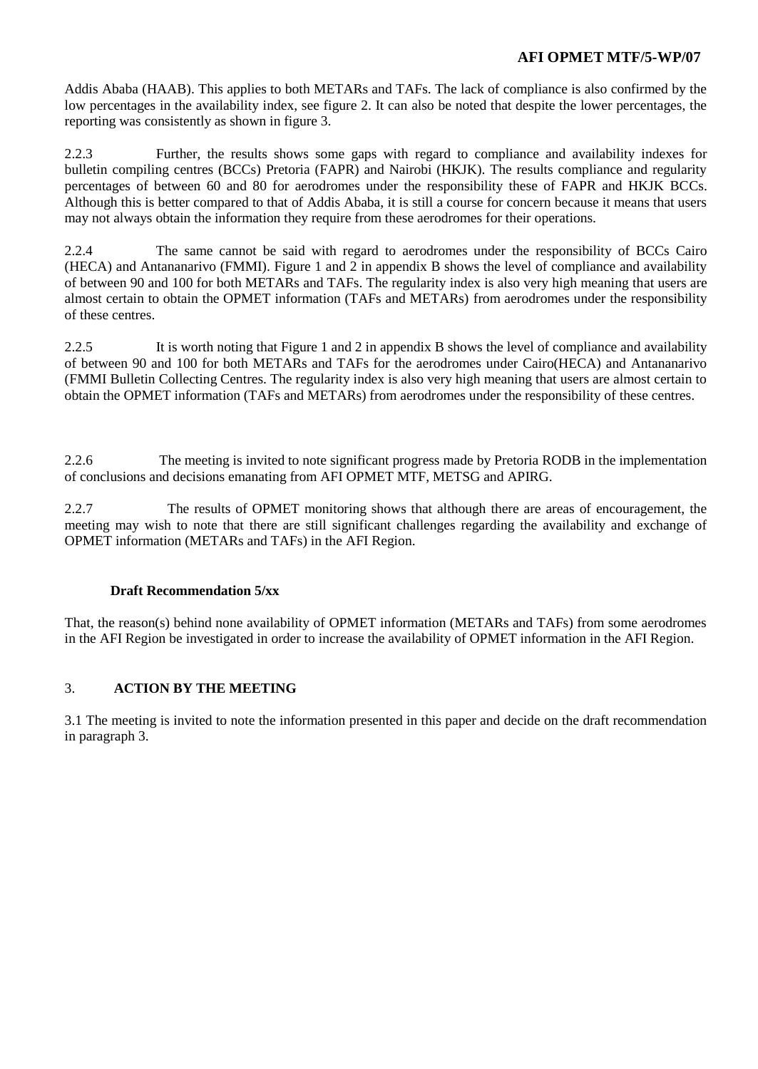Addis Ababa (HAAB). This applies to both METARs and TAFs. The lack of compliance is also confirmed by the low percentages in the availability index, see figure 2. It can also be noted that despite the lower percentages, the reporting was consistently as shown in figure 3.

2.2.3 Further, the results shows some gaps with regard to compliance and availability indexes for bulletin compiling centres (BCCs) Pretoria (FAPR) and Nairobi (HKJK). The results compliance and regularity percentages of between 60 and 80 for aerodromes under the responsibility these of FAPR and HKJK BCCs. Although this is better compared to that of Addis Ababa, it is still a course for concern because it means that users may not always obtain the information they require from these aerodromes for their operations.

2.2.4 The same cannot be said with regard to aerodromes under the responsibility of BCCs Cairo (HECA) and Antananarivo (FMMI). Figure 1 and 2 in appendix B shows the level of compliance and availability of between 90 and 100 for both METARs and TAFs. The regularity index is also very high meaning that users are almost certain to obtain the OPMET information (TAFs and METARs) from aerodromes under the responsibility of these centres.

2.2.5 It is worth noting that Figure 1 and 2 in appendix B shows the level of compliance and availability of between 90 and 100 for both METARs and TAFs for the aerodromes under Cairo(HECA) and Antananarivo (FMMI Bulletin Collecting Centres. The regularity index is also very high meaning that users are almost certain to obtain the OPMET information (TAFs and METARs) from aerodromes under the responsibility of these centres.

2.2.6 The meeting is invited to note significant progress made by Pretoria RODB in the implementation of conclusions and decisions emanating from AFI OPMET MTF, METSG and APIRG.

2.2.7 The results of OPMET monitoring shows that although there are areas of encouragement, the meeting may wish to note that there are still significant challenges regarding the availability and exchange of OPMET information (METARs and TAFs) in the AFI Region.

**Draft Recommendation 5/xx**

That, the reason(s) behind none availability of OPMET information (METARs and TAFs) from some aerodromes in the AFI Region be investigated in order to increase the availability of OPMET information in the AFI Region.

## 3. ACTION BY THE MEETING

3.1 The meeting is invited to note the information presented in this paper and decide on the draft recommendation in paragraph 3.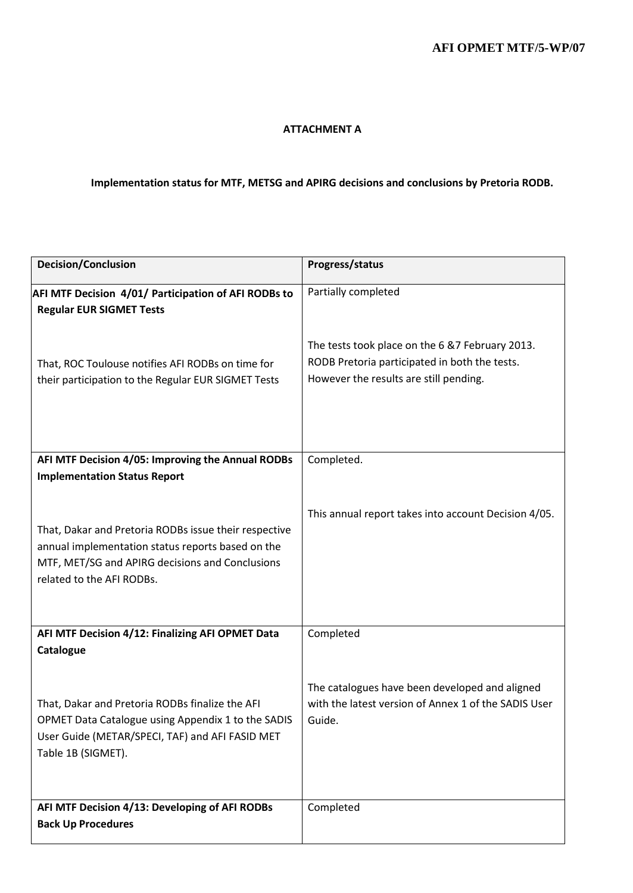**ATTACHMENT A**

**Implementation status for MTF, METSG and APIRG decisions and conclusions by Pretoria RODB.**

| Decision/Conclusion | Progress/status |
|---|---|
| **AFI MTF Decision 4/01/ Participation of AFI RODBs to Regular EUR SIGMET Tests**<br><br>That, ROC Toulouse notifies AFI RODBs on time for their participation to the Regular EUR SIGMET Tests | Partially completed<br><br>The tests took place on the 6 &7 February 2013. RODB Pretoria participated in both the tests. However the results are still pending. |
| **AFI MTF Decision 4/05: Improving the Annual RODBs Implementation Status Report**<br><br>That, Dakar and Pretoria RODBs issue their respective annual implementation status reports based on the MTF, MET/SG and APIRG decisions and Conclusions related to the AFI RODBs. | Completed.<br><br>This annual report takes into account Decision 4/05. |
| **AFI MTF Decision 4/12: Finalizing AFI OPMET Data Catalogue**<br><br>That, Dakar and Pretoria RODBs finalize the AFI OPMET Data Catalogue using Appendix 1 to the SADIS User Guide (METAR/SPECI, TAF) and AFI FASID MET Table 1B (SIGMET). | Completed<br><br>The catalogues have been developed and aligned with the latest version of Annex 1 of the SADIS User Guide. |
| **AFI MTF Decision 4/13: Developing of AFI RODBs Back Up Procedures** | Completed |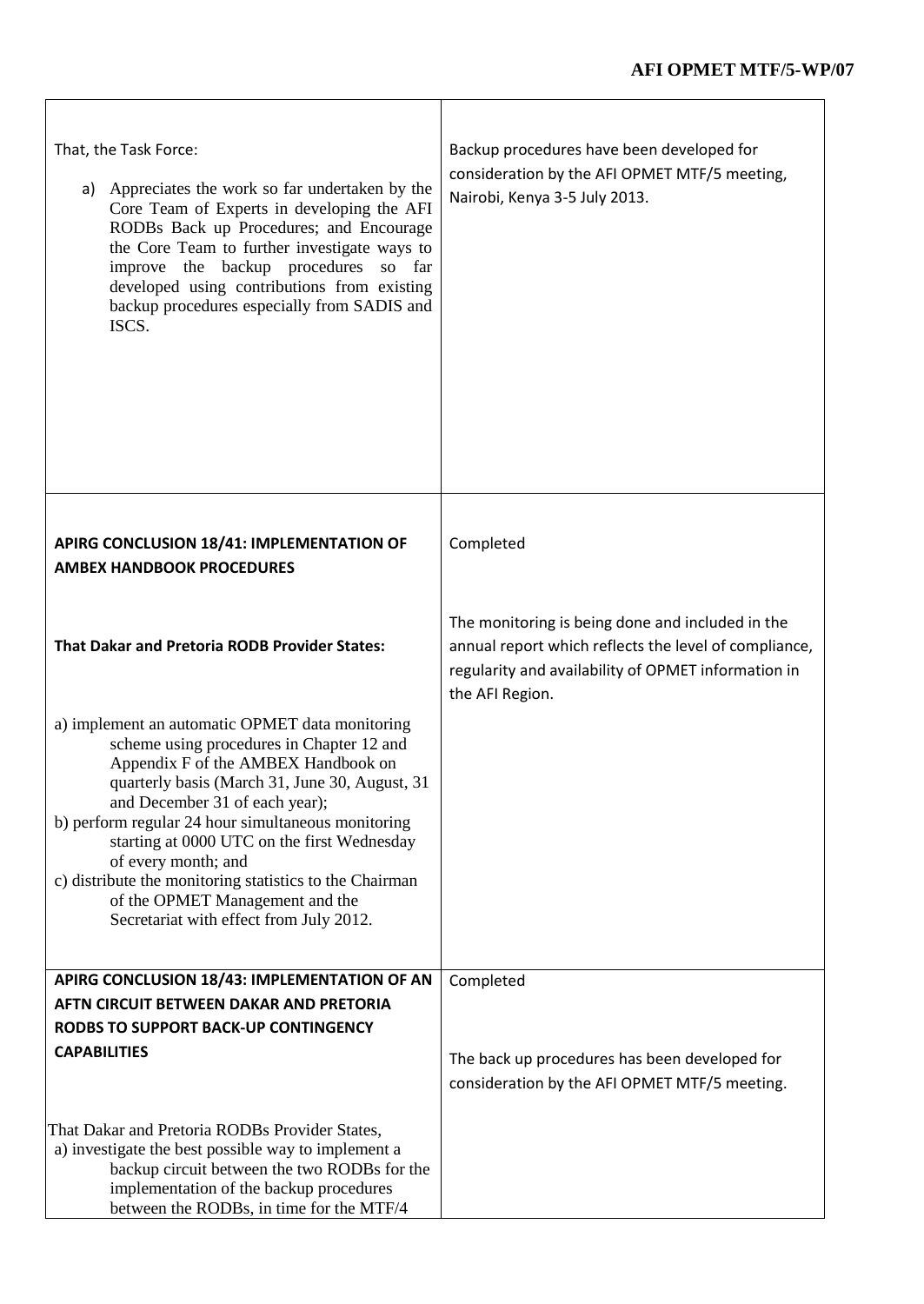| | |
|---|---|
| That, the Task Force:<br><br>a) Appreciates the work so far undertaken by the Core Team of Experts in developing the AFI RODBs Back up Procedures; and Encourage the Core Team to further investigate ways to improve the backup procedures so far developed using contributions from existing backup procedures especially from SADIS and ISCS. | Backup procedures have been developed for consideration by the AFI OPMET MTF/5 meeting, Nairobi, Kenya 3-5 July 2013. |
| **APIRG CONCLUSION 18/41: IMPLEMENTATION OF AMBEX HANDBOOK PROCEDURES**<br><br>**That Dakar and Pretoria RODB Provider States:**<br><br>a) implement an automatic OPMET data monitoring scheme using procedures in Chapter 12 and Appendix F of the AMBEX Handbook on quarterly basis (March 31, June 30, August, 31 and December 31 of each year);<br>b) perform regular 24 hour simultaneous monitoring starting at 0000 UTC on the first Wednesday of every month; and<br>c) distribute the monitoring statistics to the Chairman of the OPMET Management and the Secretariat with effect from July 2012. | Completed<br><br>The monitoring is being done and included in the annual report which reflects the level of compliance, regularity and availability of OPMET information in the AFI Region. |
| **APIRG CONCLUSION 18/43: IMPLEMENTATION OF AN AFTN CIRCUIT BETWEEN DAKAR AND PRETORIA RODBS TO SUPPORT BACK-UP CONTINGENCY CAPABILITIES**<br><br>That Dakar and Pretoria RODBs Provider States,<br>a) investigate the best possible way to implement a backup circuit between the two RODBs for the implementation of the backup procedures between the RODBs, in time for the MTF/4 | Completed<br><br>The back up procedures has been developed for consideration by the AFI OPMET MTF/5 meeting. |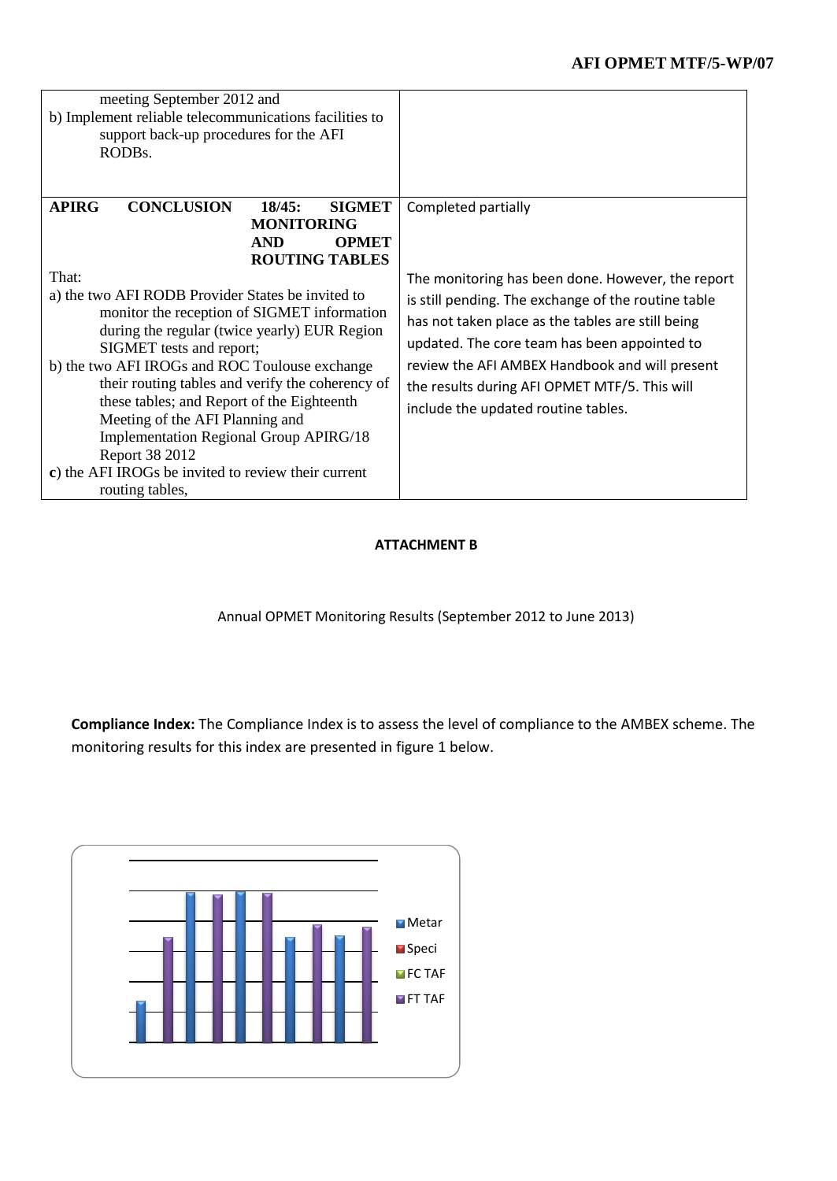| | |
|---|---|
| meeting September 2012 and<br>b) Implement reliable telecommunications facilities to support back-up procedures for the AFI RODBs. | |
| **APIRG CONCLUSION 18/45: SIGMET MONITORING AND OPMET ROUTING TABLES**<br><br>That:<br>a) the two AFI RODB Provider States be invited to monitor the reception of SIGMET information during the regular (twice yearly) EUR Region SIGMET tests and report;<br>b) the two AFI IROGs and ROC Toulouse exchange their routing tables and verify the coherency of these tables; and Report of the Eighteenth Meeting of the AFI Planning and Implementation Regional Group APIRG/18 Report 38 2012<br>**c**) the AFI IROGs be invited to review their current routing tables, | Completed partially<br><br>The monitoring has been done. However, the report is still pending. The exchange of the routine table has not taken place as the tables are still being updated. The core team has been appointed to review the AFI AMBEX Handbook and will present the results during AFI OPMET MTF/5. This will include the updated routine tables. |

**ATTACHMENT B**

Annual OPMET Monitoring Results (September 2012 to June 2013)

**Compliance Index:** The Compliance Index is to assess the level of compliance to the AMBEX scheme. The monitoring results for this index are presented in figure 1 below.

Metar
Speci
FC TAF
FT TAF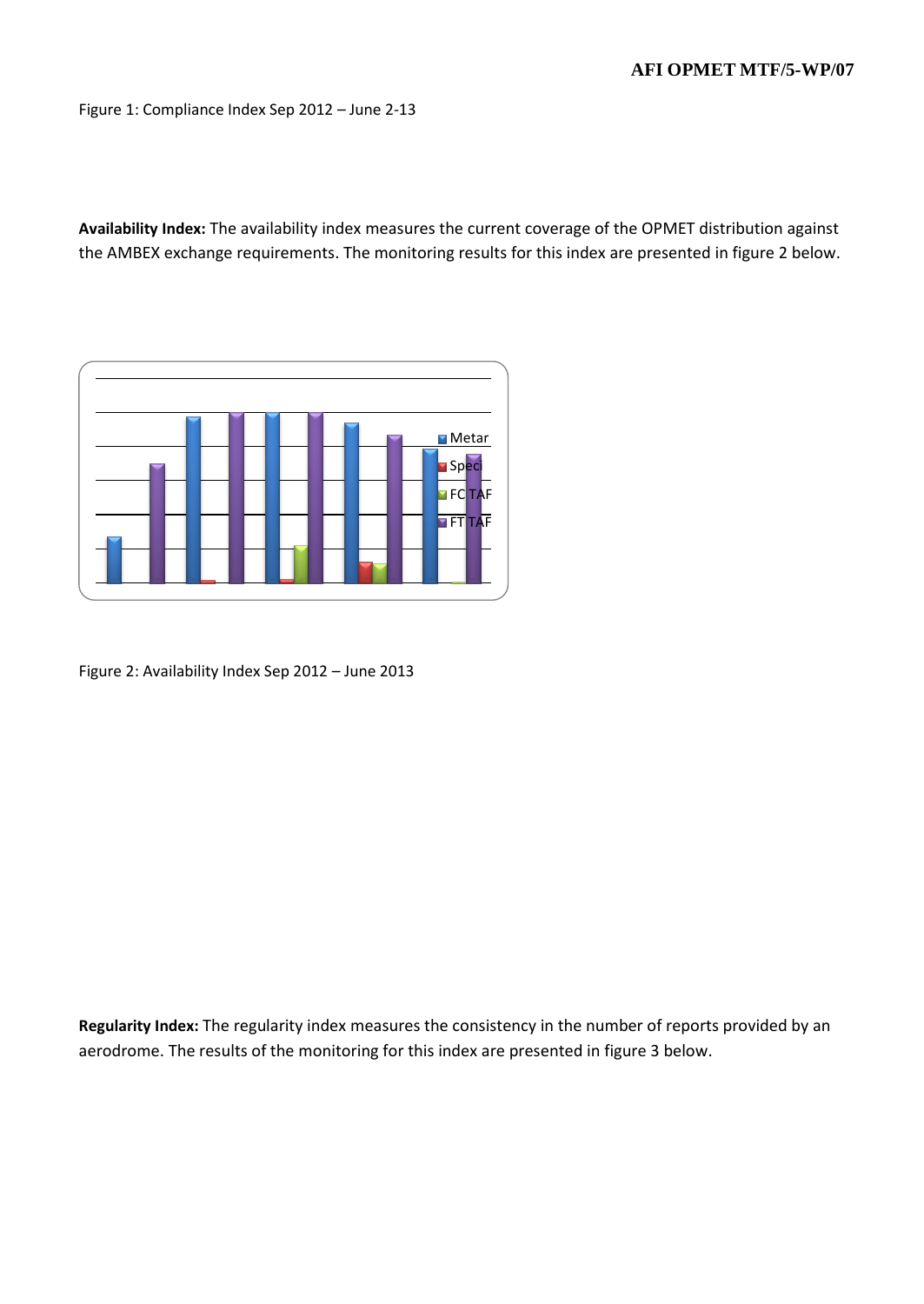Figure 1: Compliance Index Sep 2012 – June 2-13

**Availability Index:** The availability index measures the current coverage of the OPMET distribution against the AMBEX exchange requirements. The monitoring results for this index are presented in figure 2 below.

Figure 2: Availability Index Sep 2012 – June 2013

**Regularity Index:** The regularity index measures the consistency in the number of reports provided by an aerodrome. The results of the monitoring for this index are presented in figure 3 below.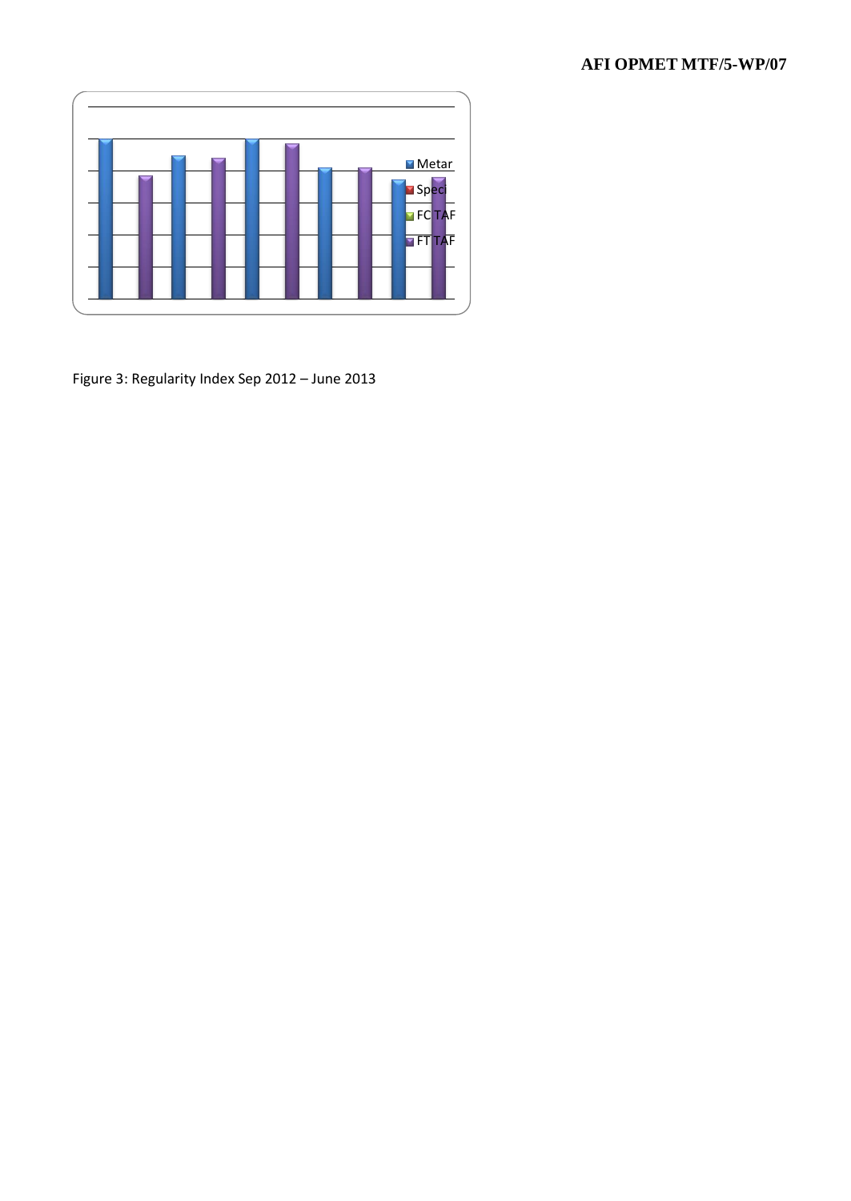Metar
Speci
FC TAF
FT TAF

Figure 3: Regularity Index Sep 2012 – June 2013